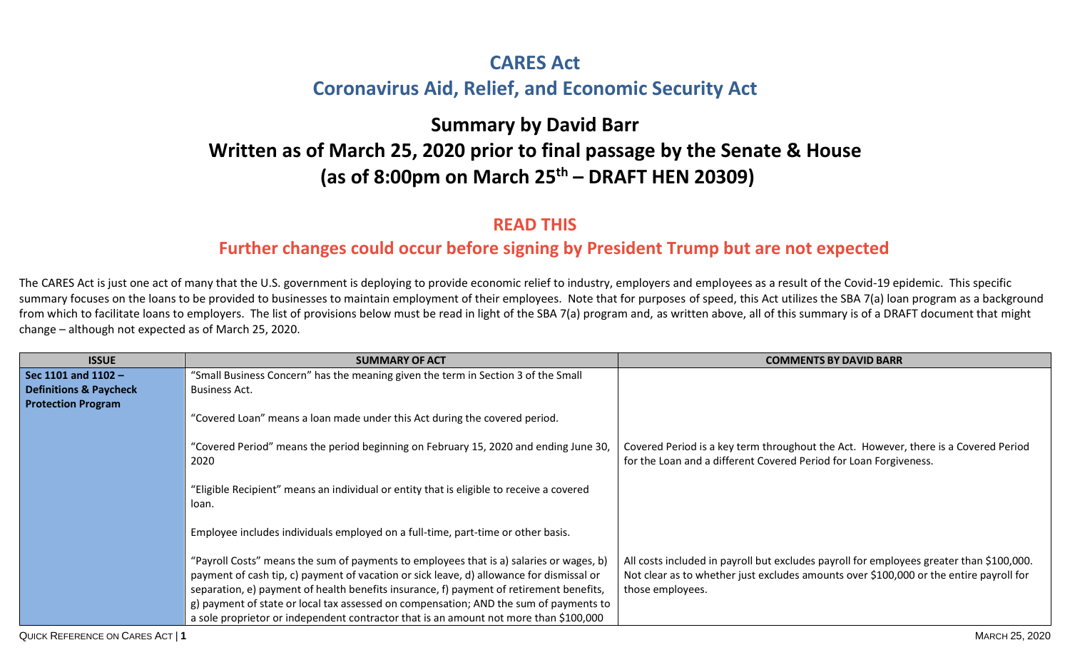# CARES Act

## Coronavirus Aid, Relief, and Economic Security Act

# Summary by David Barr

# Written as of March 25, 2020 prior to final passage by the Senate & House

# (as of 8:00pm on March 25th – DRAFT HEN 20309)

## READ THIS

## Further changes could occur before signing by President Trump but are not expected

The CARES Act is just one act of many that the U.S. government is deploying to provide economic relief to industry, employers and employees as a result of the Covid-19 epidemic. This specific summary focuses on the loans to be provided to businesses to maintain employment of their employees. Note that for purposes of speed, this Act utilizes the SBA 7(a) loan program as a background from which to facilitate loans to employers. The list of provisions below must be read in light of the SBA 7(a) program and, as written above, all of this summary is of a DRAFT document that might change – although not expected as of March 25, 2020.

| ISSUE | SUMMARY OF ACT | COMMENTS BY DAVID BARR |
|---|---|---|
| **Sec 1101 and 1102 – Definitions & Paycheck Protection Program** | "Small Business Concern" has the meaning given the term in Section 3 of the Small Business Act. | |
| | "Covered Loan" means a loan made under this Act during the covered period. | |
| | "Covered Period" means the period beginning on February 15, 2020 and ending June 30, 2020 | Covered Period is a key term throughout the Act. However, there is a Covered Period for the Loan and a different Covered Period for Loan Forgiveness. |
| | "Eligible Recipient" means an individual or entity that is eligible to receive a covered loan. | |
| | Employee includes individuals employed on a full-time, part-time or other basis. | |
| | "Payroll Costs" means the sum of payments to employees that is a) salaries or wages, b) payment of cash tip, c) payment of vacation or sick leave, d) allowance for dismissal or separation, e) payment of health benefits insurance, f) payment of retirement benefits, g) payment of state or local tax assessed on compensation; AND the sum of payments to a sole proprietor or independent contractor that is an amount not more than $100,000 | All costs included in payroll but excludes payroll for employees greater than $100,000. Not clear as to whether just excludes amounts over $100,000 or the entire payroll for those employees. |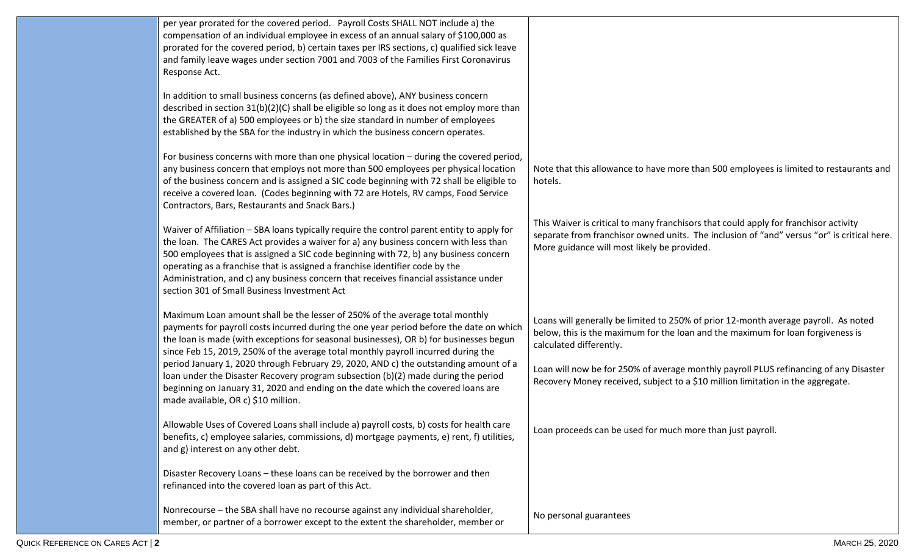| | | |
|---|---|---|
| | per year prorated for the covered period. Payroll Costs SHALL NOT include a) the compensation of an individual employee in excess of an annual salary of $100,000 as prorated for the covered period, b) certain taxes per IRS sections, c) qualified sick leave and family leave wages under section 7001 and 7003 of the Families First Coronavirus Response Act. | |
| | In addition to small business concerns (as defined above), ANY business concern described in section 31(b)(2)(C) shall be eligible so long as it does not employ more than the GREATER of a) 500 employees or b) the size standard in number of employees established by the SBA for the industry in which the business concern operates. | |
| | For business concerns with more than one physical location – during the covered period, any business concern that employs not more than 500 employees per physical location of the business concern and is assigned a SIC code beginning with 72 shall be eligible to receive a covered loan. (Codes beginning with 72 are Hotels, RV camps, Food Service Contractors, Bars, Restaurants and Snack Bars.) | Note that this allowance to have more than 500 employees is limited to restaurants and hotels. |
| | Waiver of Affiliation – SBA loans typically require the control parent entity to apply for the loan. The CARES Act provides a waiver for a) any business concern with less than 500 employees that is assigned a SIC code beginning with 72, b) any business concern operating as a franchise that is assigned a franchise identifier code by the Administration, and c) any business concern that receives financial assistance under section 301 of Small Business Investment Act | This Waiver is critical to many franchisors that could apply for franchisor activity separate from franchisor owned units. The inclusion of "and" versus "or" is critical here. More guidance will most likely be provided. |
| | Maximum Loan amount shall be the lesser of 250% of the average total monthly payments for payroll costs incurred during the one year period before the date on which the loan is made (with exceptions for seasonal businesses), OR b) for businesses begun since Feb 15, 2019, 250% of the average total monthly payroll incurred during the period January 1, 2020 through February 29, 2020, AND c) the outstanding amount of a loan under the Disaster Recovery program subsection (b)(2) made during the period beginning on January 31, 2020 and ending on the date which the covered loans are made available, OR c) $10 million. | Loans will generally be limited to 250% of prior 12-month average payroll. As noted below, this is the maximum for the loan and the maximum for loan forgiveness is calculated differently.<br><br>Loan will now be for 250% of average monthly payroll PLUS refinancing of any Disaster Recovery Money received, subject to a $10 million limitation in the aggregate. |
| | Allowable Uses of Covered Loans shall include a) payroll costs, b) costs for health care benefits, c) employee salaries, commissions, d) mortgage payments, e) rent, f) utilities, and g) interest on any other debt. | Loan proceeds can be used for much more than just payroll. |
| | Disaster Recovery Loans – these loans can be received by the borrower and then refinanced into the covered loan as part of this Act. | |
| | Nonrecourse – the SBA shall have no recourse against any individual shareholder, member, or partner of a borrower except to the extent the shareholder, member or | No personal guarantees |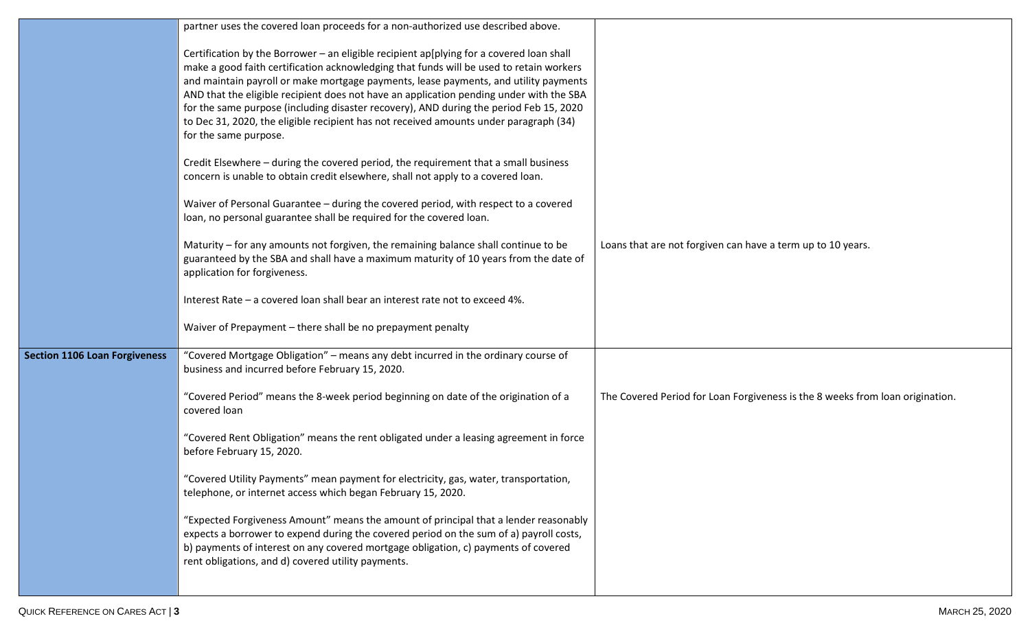| | | |
|---|---|---|
| | partner uses the covered loan proceeds for a non-authorized use described above.<br><br>Certification by the Borrower – an eligible recipient ap[plying for a covered loan shall make a good faith certification acknowledging that funds will be used to retain workers and maintain payroll or make mortgage payments, lease payments, and utility payments AND that the eligible recipient does not have an application pending under with the SBA for the same purpose (including disaster recovery), AND during the period Feb 15, 2020 to Dec 31, 2020, the eligible recipient has not received amounts under paragraph (34) for the same purpose.<br><br>Credit Elsewhere – during the covered period, the requirement that a small business concern is unable to obtain credit elsewhere, shall not apply to a covered loan.<br><br>Waiver of Personal Guarantee – during the covered period, with respect to a covered loan, no personal guarantee shall be required for the covered loan.<br><br>Maturity – for any amounts not forgiven, the remaining balance shall continue to be guaranteed by the SBA and shall have a maximum maturity of 10 years from the date of application for forgiveness.<br><br>Interest Rate – a covered loan shall bear an interest rate not to exceed 4%.<br><br>Waiver of Prepayment – there shall be no prepayment penalty | Loans that are not forgiven can have a term up to 10 years. |
| **Section 1106 Loan Forgiveness** | "Covered Mortgage Obligation" – means any debt incurred in the ordinary course of business and incurred before February 15, 2020.<br><br>"Covered Period" means the 8-week period beginning on date of the origination of a covered loan<br><br>"Covered Rent Obligation" means the rent obligated under a leasing agreement in force before February 15, 2020.<br><br>"Covered Utility Payments" mean payment for electricity, gas, water, transportation, telephone, or internet access which began February 15, 2020.<br><br>"Expected Forgiveness Amount" means the amount of principal that a lender reasonably expects a borrower to expend during the covered period on the sum of a) payroll costs, b) payments of interest on any covered mortgage obligation, c) payments of covered rent obligations, and d) covered utility payments. | The Covered Period for Loan Forgiveness is the 8 weeks from loan origination. |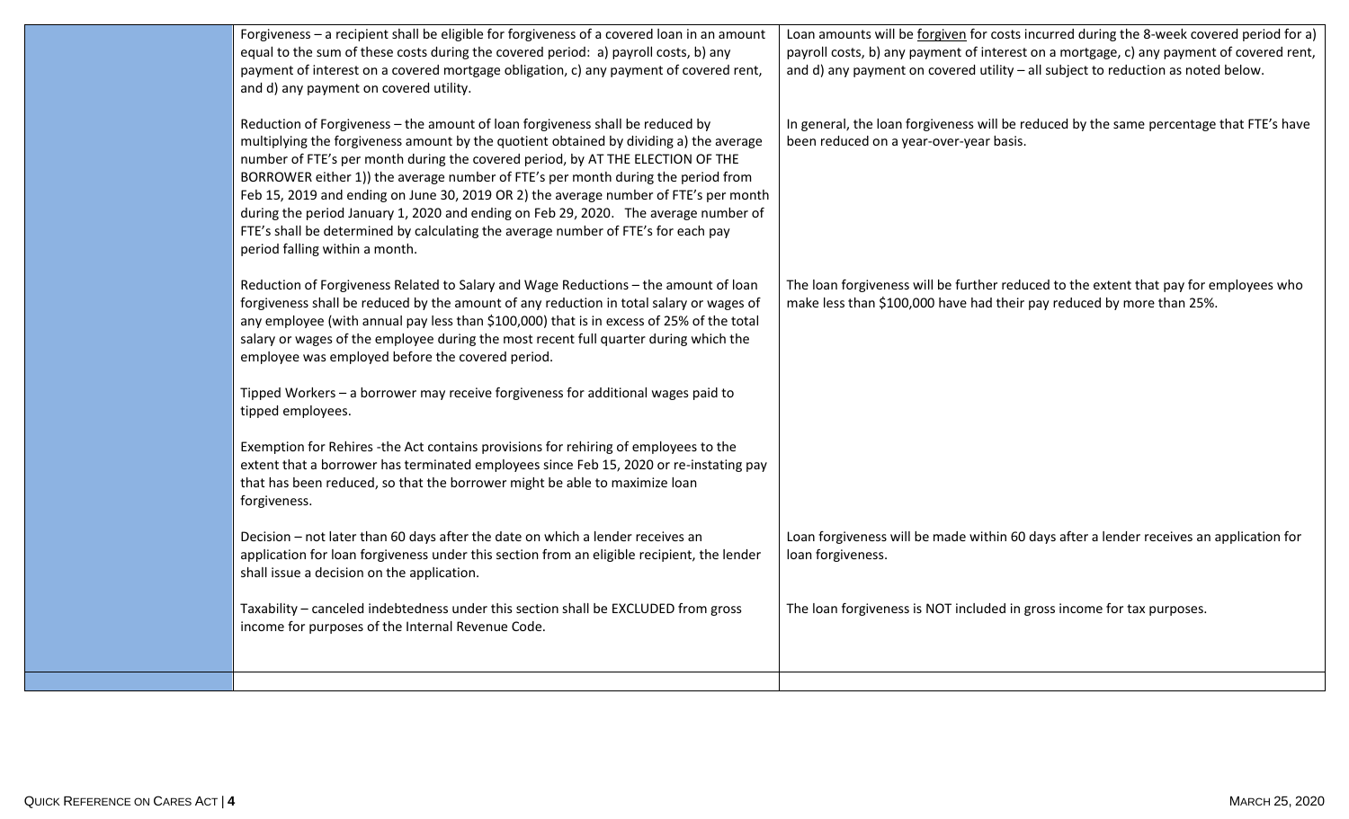| | | |
|---|---|---|
| | Forgiveness – a recipient shall be eligible for forgiveness of a covered loan in an amount equal to the sum of these costs during the covered period: a) payroll costs, b) any payment of interest on a covered mortgage obligation, c) any payment of covered rent, and d) any payment on covered utility. | Loan amounts will be forgiven for costs incurred during the 8-week covered period for a) payroll costs, b) any payment of interest on a mortgage, c) any payment of covered rent, and d) any payment on covered utility – all subject to reduction as noted below. |
| | Reduction of Forgiveness – the amount of loan forgiveness shall be reduced by multiplying the forgiveness amount by the quotient obtained by dividing a) the average number of FTE's per month during the covered period, by AT THE ELECTION OF THE BORROWER either 1)) the average number of FTE's per month during the period from Feb 15, 2019 and ending on June 30, 2019 OR 2) the average number of FTE's per month during the period January 1, 2020 and ending on Feb 29, 2020. The average number of FTE's shall be determined by calculating the average number of FTE's for each pay period falling within a month. | In general, the loan forgiveness will be reduced by the same percentage that FTE's have been reduced on a year-over-year basis. |
| | Reduction of Forgiveness Related to Salary and Wage Reductions – the amount of loan forgiveness shall be reduced by the amount of any reduction in total salary or wages of any employee (with annual pay less than $100,000) that is in excess of 25% of the total salary or wages of the employee during the most recent full quarter during which the employee was employed before the covered period. | The loan forgiveness will be further reduced to the extent that pay for employees who make less than $100,000 have had their pay reduced by more than 25%. |
| | Tipped Workers – a borrower may receive forgiveness for additional wages paid to tipped employees. | |
| | Exemption for Rehires -the Act contains provisions for rehiring of employees to the extent that a borrower has terminated employees since Feb 15, 2020 or re-instating pay that has been reduced, so that the borrower might be able to maximize loan forgiveness. | |
| | Decision – not later than 60 days after the date on which a lender receives an application for loan forgiveness under this section from an eligible recipient, the lender shall issue a decision on the application. | Loan forgiveness will be made within 60 days after a lender receives an application for loan forgiveness. |
| | Taxability – canceled indebtedness under this section shall be EXCLUDED from gross income for purposes of the Internal Revenue Code. | The loan forgiveness is NOT included in gross income for tax purposes. |
| | | |